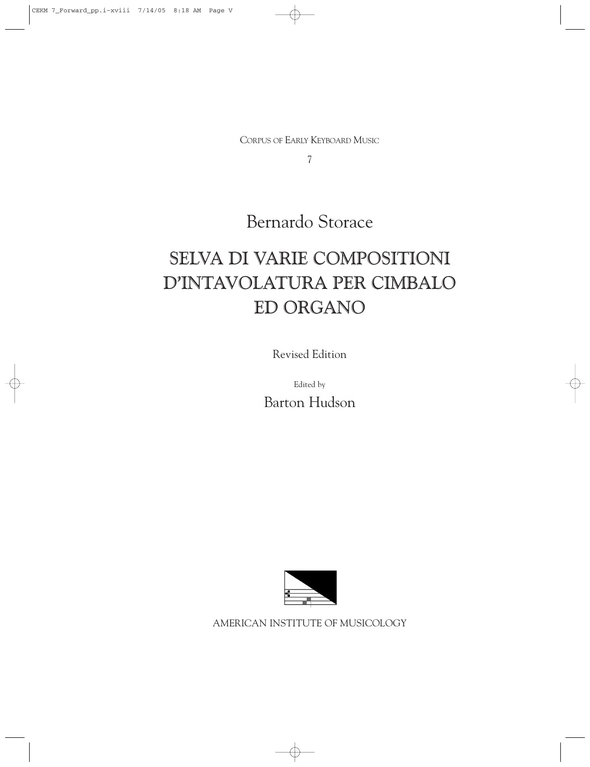CORPUS OF EARLY KEYBOARD MUSIC

7

Bernardo Storace

# SELVA DI VARIE COMPOSITIONI D'INTAVOLATURA PER CIMBALO ED ORGANO

Revised Edition

Edited by

Barton Hudson

AMERICAN INSTITUTE OF MUSICOLOGY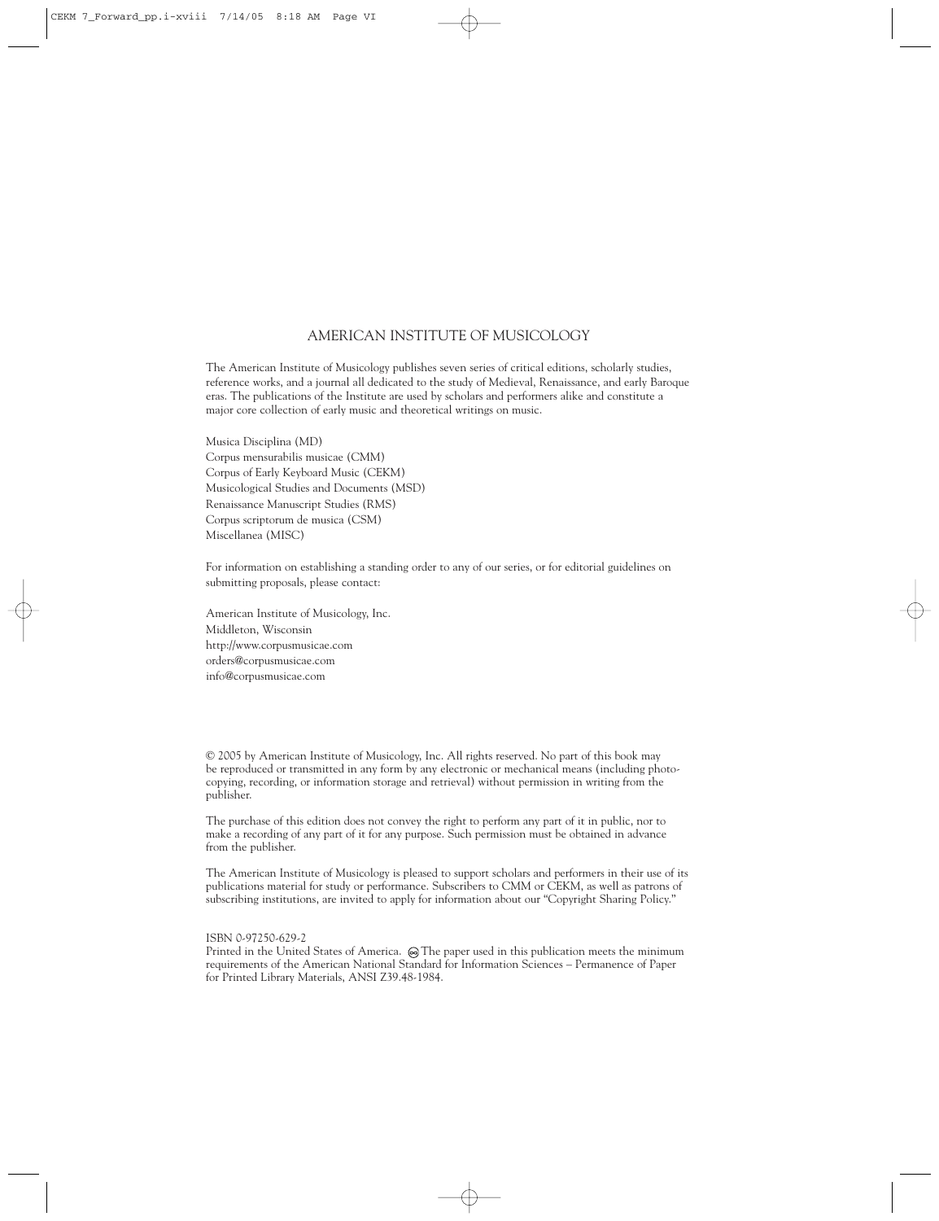## AMERICAN INSTITUTE OF MUSICOLOGY

The American Institute of Musicology publishes seven series of critical editions, scholarly studies, reference works, and a journal all dedicated to the study of Medieval, Renaissance, and early Baroque eras. The publications of the Institute are used by scholars and performers alike and constitute a major core collection of early music and theoretical writings on music.

Musica Disciplina (MD)
Corpus mensurabilis musicae (CMM)
Corpus of Early Keyboard Music (CEKM)
Musicological Studies and Documents (MSD)
Renaissance Manuscript Studies (RMS)
Corpus scriptorum de musica (CSM)
Miscellanea (MISC)

For information on establishing a standing order to any of our series, or for editorial guidelines on submitting proposals, please contact:

American Institute of Musicology, Inc.
Middleton, Wisconsin
http://www.corpusmusicae.com
orders@corpusmusicae.com
info@corpusmusicae.com

© 2005 by American Institute of Musicology, Inc. All rights reserved. No part of this book may be reproduced or transmitted in any form by any electronic or mechanical means (including photocopying, recording, or information storage and retrieval) without permission in writing from the publisher.

The purchase of this edition does not convey the right to perform any part of it in public, nor to make a recording of any part of it for any purpose. Such permission must be obtained in advance from the publisher.

The American Institute of Musicology is pleased to support scholars and performers in their use of its publications material for study or performance. Subscribers to CMM or CEKM, as well as patrons of subscribing institutions, are invited to apply for information about our "Copyright Sharing Policy."

ISBN 0-97250-629-2
Printed in the United States of America. ∞ The paper used in this publication meets the minimum requirements of the American National Standard for Information Sciences – Permanence of Paper for Printed Library Materials, ANSI Z39.48-1984.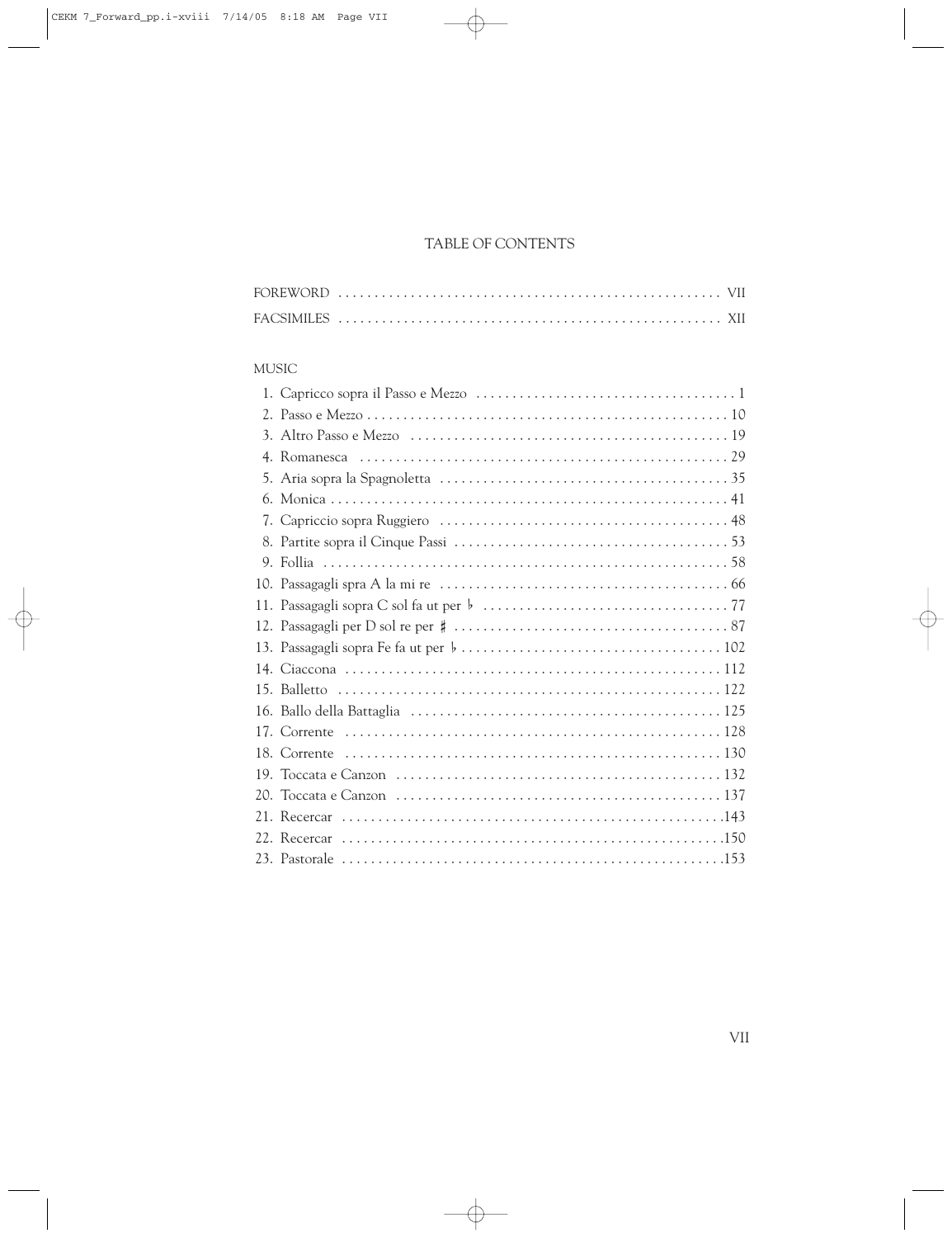# TABLE OF CONTENTS

| | |
|---|---|
| FOREWORD | VII |
| FACSIMILES | XII |

## MUSIC

| | | |
|---|---|---|
| 1. | Capricco sopra il Passo e Mezzo | 1 |
| 2. | Passo e Mezzo | 10 |
| 3. | Altro Passo e Mezzo | 19 |
| 4. | Romanesca | 29 |
| 5. | Aria sopra la Spagnoletta | 35 |
| 6. | Monica | 41 |
| 7. | Capriccio sopra Ruggiero | 48 |
| 8. | Partite sopra il Cinque Passi | 53 |
| 9. | Follia | 58 |
| 10. | Passagagli spra A la mi re | 66 |
| 11. | Passagagli sopra C sol fa ut per ♭ | 77 |
| 12. | Passagagli per D sol re per ♯ | 87 |
| 13. | Passagagli sopra Fe fa ut per ♭ | 102 |
| 14. | Ciaccona | 112 |
| 15. | Balletto | 122 |
| 16. | Ballo della Battaglia | 125 |
| 17. | Corrente | 128 |
| 18. | Corrente | 130 |
| 19. | Toccata e Canzon | 132 |
| 20. | Toccata e Canzon | 137 |
| 21. | Recercar | 143 |
| 22. | Recercar | 150 |
| 23. | Pastorale | 153 |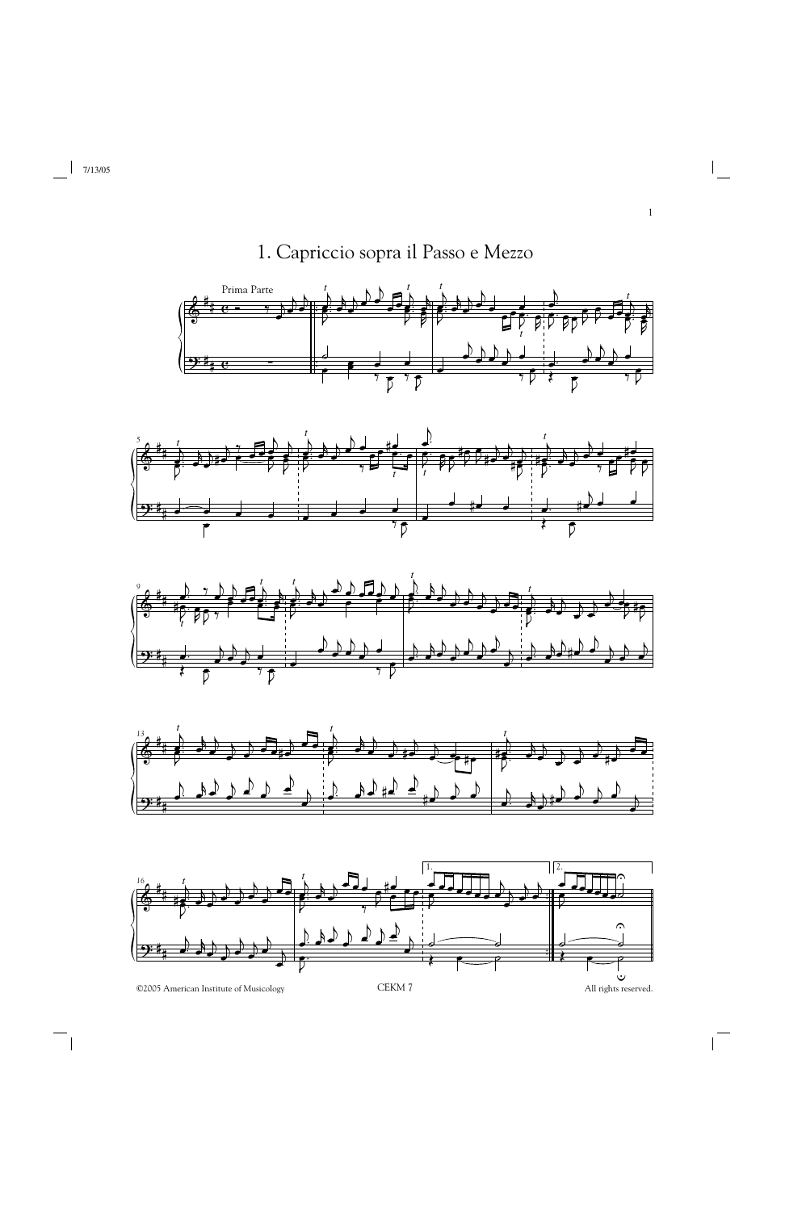# 1. Capriccio sopra il Passo e Mezzo

Prima Parte

©2005 American Institute of Musicology

CEKM 7

All rights reserved.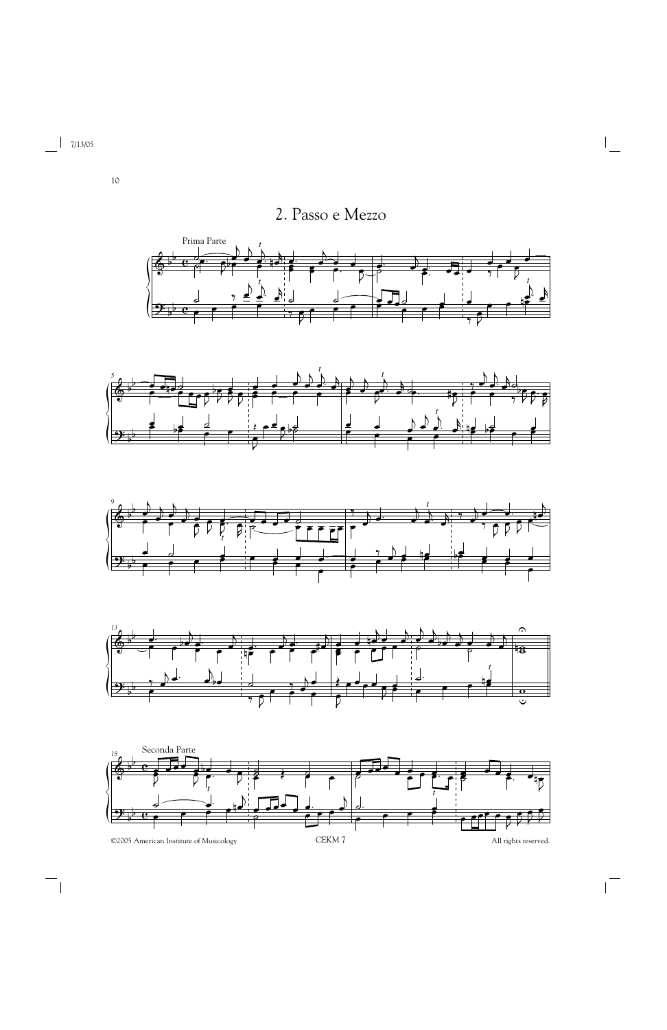## 2. Passo e Mezzo

Prima Parte

Seconda Parte

©2005 American Institute of Musicology

CEKM 7

All rights reserved.